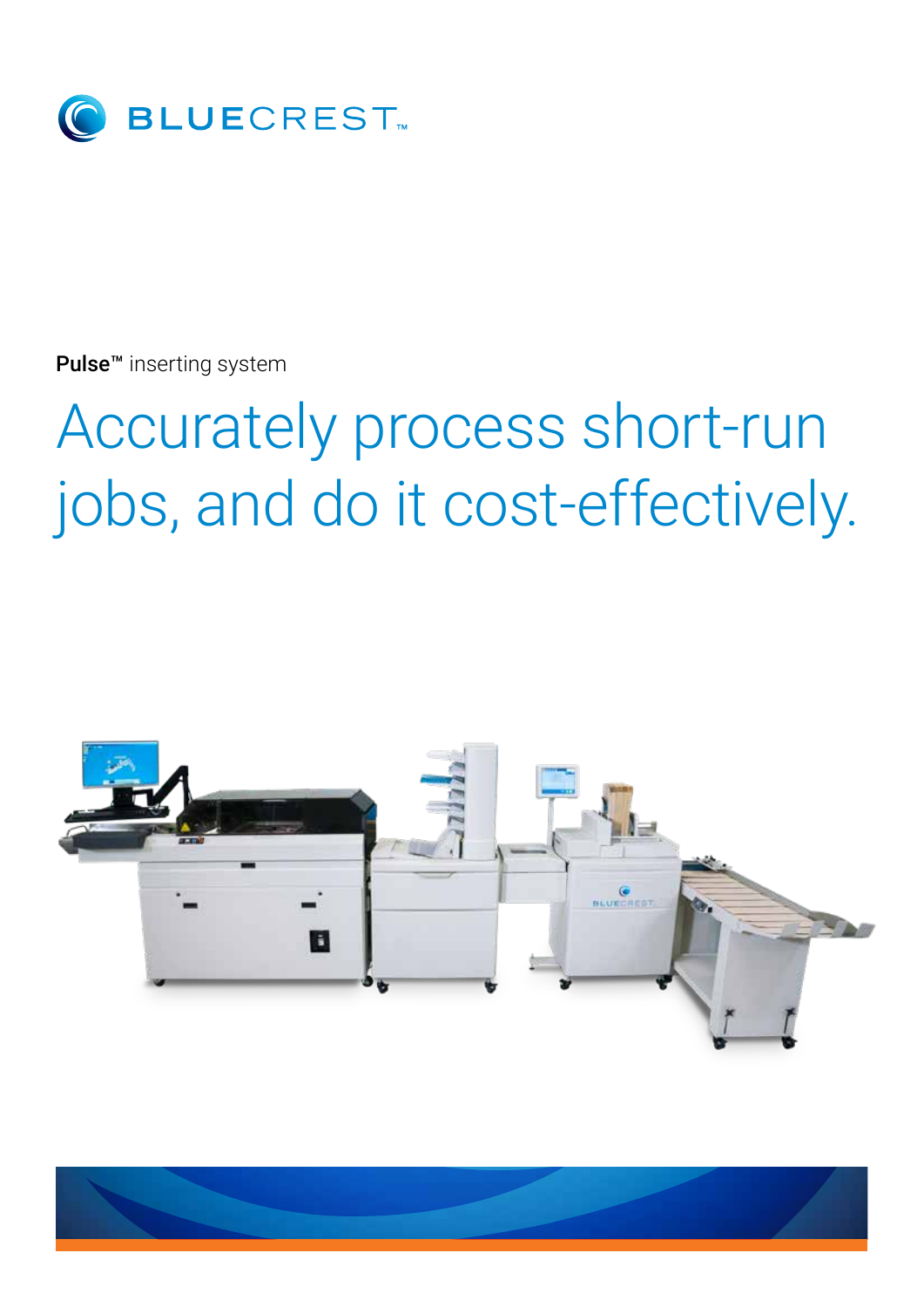BLUECREST™

**Pulse™** inserting system

# Accurately process short-run jobs, and do it cost-effectively.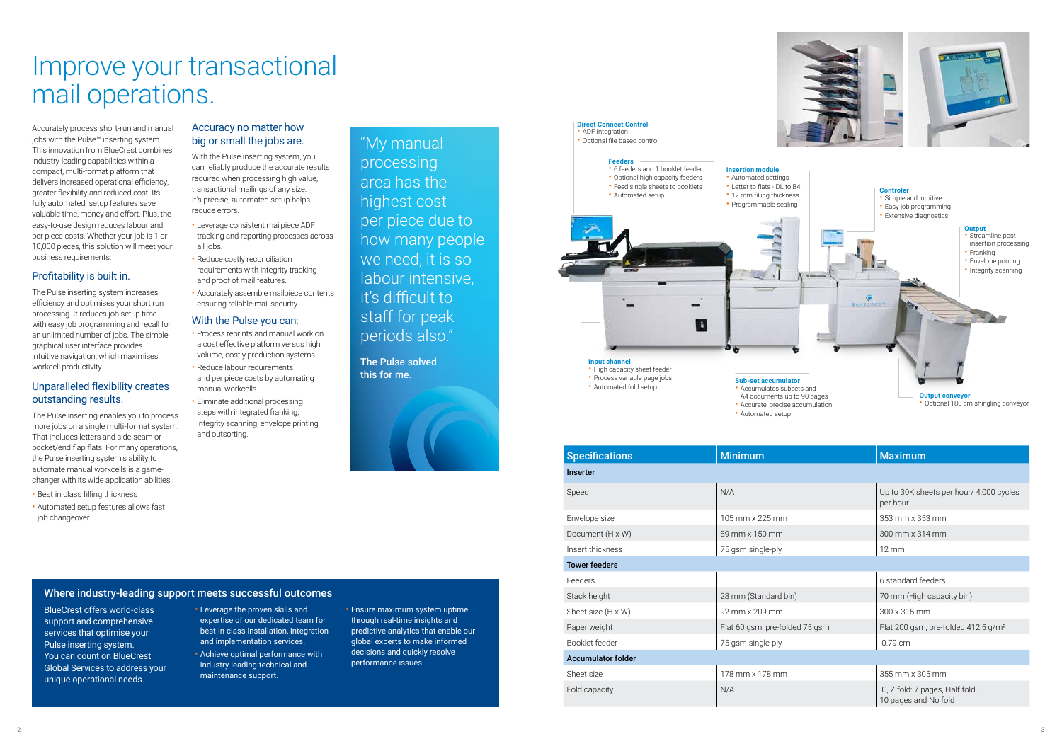# Improve your transactional mail operations.

Accurately process short-run and manual jobs with the Pulse™ inserting system. This innovation from BlueCrest combines industry-leading capabilities within a compact, multi-format platform that delivers increased operational efficiency, greater flexibility and reduced cost. Its fully automated setup features save valuable time, money and effort. Plus, the easy-to-use design reduces labour and per piece costs. Whether your job is 1 or 10,000 pieces, this solution will meet your business requirements.

## Profitability is built in.

The Pulse inserting system increases efficiency and optimises your short run processing. It reduces job setup time with easy job programming and recall for an unlimited number of jobs. The simple graphical user interface provides intuitive navigation, which maximises workcell productivity.

## Unparalleled flexibility creates outstanding results.

The Pulse inserting enables you to process more jobs on a single multi-format system. That includes letters and side-seam or pocket/end flap flats. For many operations, the Pulse inserting system's ability to automate manual workcells is a game-changer with its wide application abilities.

- Best in class filling thickness
- Automated setup features allows fast job changeover

## Accuracy no matter how big or small the jobs are.

With the Pulse inserting system, you can reliably produce the accurate results required when processing high value, transactional mailings of any size. It's precise, automated setup helps reduce errors.

- Leverage consistent mailpiece ADF tracking and reporting processes across all jobs.
- Reduce costly reconciliation requirements with integrity tracking and proof of mail features.
- Accurately assemble mailpiece contents ensuring reliable mail security.

## With the Pulse you can:

- Process reprints and manual work on a cost effective platform versus high volume, costly production systems.
- Reduce labour requirements and per piece costs by automating manual workcells.
- Eliminate additional processing steps with integrated franking, integrity scanning, envelope printing and outsorting.

"My manual processing area has the highest cost per piece due to how many people we need, it is so labour intensive, it's difficult to staff for peak periods also."

**The Pulse solved this for me.**

**Direct Connect Control**
- ADF Integration
- Optional file based control

**Feeders**
- 6 feeders and 1 booklet feeder
- Optional high capacity feeders
- Feed single sheets to booklets
- Automated setup

**Insertion module**
- Automated settings
- Letter to flats - DL to B4
- 12 mm filling thickness
- Programmable sealing

**Controler**
- Simple and intuitive
- Easy job programming
- Extensive diagnostics

**Output**
- Streamline post insertion processing
- Franking
- Envelope printing
- Integrity scanning

**Input channel**
- High capacity sheet feeder
- Process variable page jobs
- Automated fold setup

**Sub-set accumulator**
- Accumulates subsets and A4 documents up to 90 pages
- Accurate, precise accumulation
- Automated setup

**Output conveyor**
- Optional 180 cm shingling conveyor

| Specifications | Minimum | Maximum |
|---|---|---|
| **Inserter** | | |
| Speed | N/A | Up to 30K sheets per hour/ 4,000 cycles per hour |
| Envelope size | 105 mm x 225 mm | 353 mm x 353 mm |
| Document (H x W) | 89 mm x 150 mm | 300 mm x 314 mm |
| Insert thickness | 75 gsm single-ply | 12 mm |
| **Tower feeders** | | |
| Feeders | | 6 standard feeders |
| Stack height | 28 mm (Standard bin) | 70 mm (High capacity bin) |
| Sheet size (H x W) | 92 mm x 209 mm | 300 x 315 mm |
| Paper weight | Flat 60 gsm, pre-folded 75 gsm | Flat 200 gsm, pre-folded 412,5 g/m² |
| Booklet feeder | 75 gsm single-ply | 0.79 cm |
| **Accumulator folder** | | |
| Sheet size | 178 mm x 178 mm | 355 mm x 305 mm |
| Fold capacity | N/A | C, Z fold: 7 pages, Half fold: 10 pages and No fold |

## Where industry-leading support meets successful outcomes

BlueCrest offers world-class support and comprehensive services that optimise your Pulse inserting system. You can count on BlueCrest Global Services to address your unique operational needs.

- Leverage the proven skills and expertise of our dedicated team for best-in-class installation, integration and implementation services.
- Achieve optimal performance with industry leading technical and maintenance support.
- Ensure maximum system uptime through real-time insights and predictive analytics that enable our global experts to make informed decisions and quickly resolve performance issues.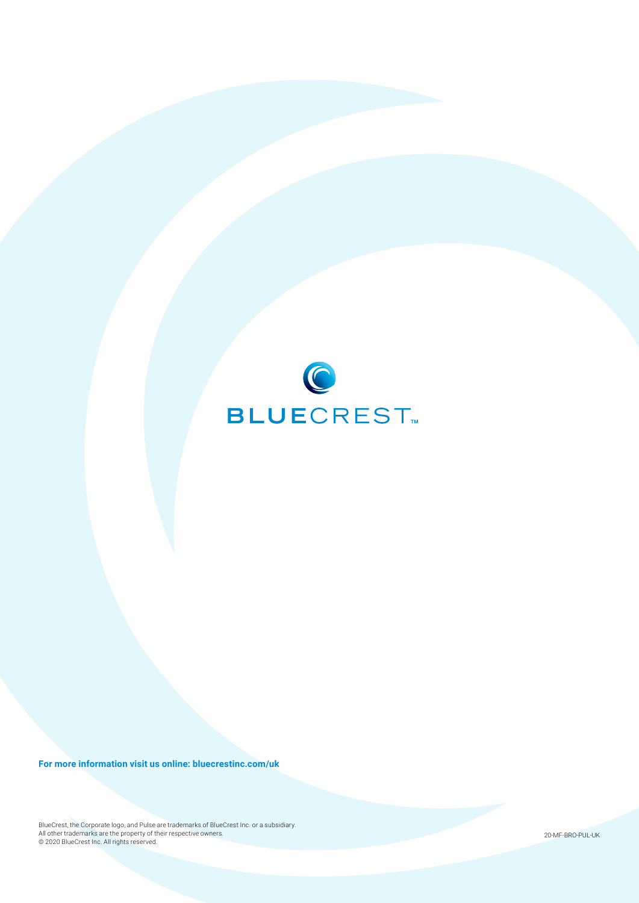BLUECREST™

**For more information visit us online: bluecrestinc.com/uk**

BlueCrest, the Corporate logo, and Pulse are trademarks of BlueCrest Inc. or a subsidiary.
All other trademarks are the property of their respective owners.
© 2020 BlueCrest Inc. All rights reserved.

20-MF-BRO-PUL-UK